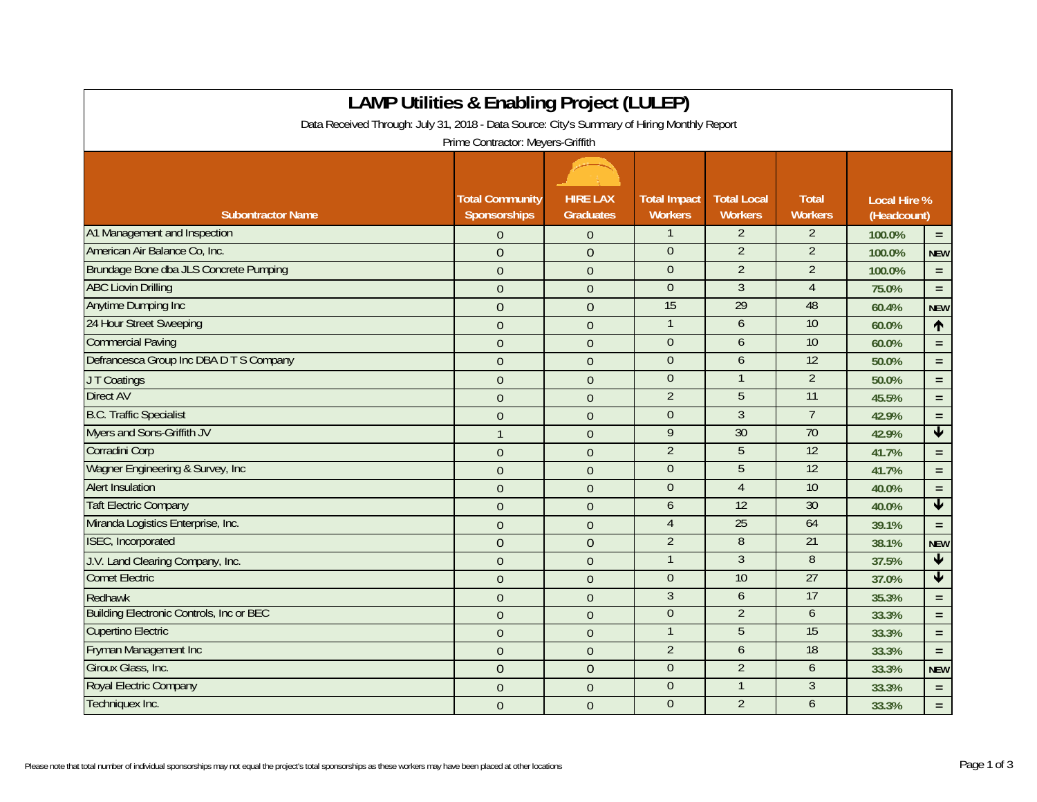# LAMP Utilities & Enabling Project (LULEP)

Data Received Through: July 31, 2018 - Data Source: City's Summary of Hiring Monthly Report

Prime Contractor: Meyers-Griffith

| Subontractor Name | Total Community Sponsorships | HIRE LAX Graduates | Total Impact Workers | Total Local Workers | Total Workers | Local Hire % (Headcount) | |
|---|---|---|---|---|---|---|---|
| A1 Management and Inspection | 0 | 0 | 1 | 2 | 2 | 100.0% | = |
| American Air Balance Co, Inc. | 0 | 0 | 0 | 2 | 2 | 100.0% | NEW |
| Brundage Bone dba JLS Concrete Pumping | 0 | 0 | 0 | 2 | 2 | 100.0% | = |
| ABC Liovin Drilling | 0 | 0 | 0 | 3 | 4 | 75.0% | = |
| Anytime Dumping Inc | 0 | 0 | 15 | 29 | 48 | 60.4% | NEW |
| 24 Hour Street Sweeping | 0 | 0 | 1 | 6 | 10 | 60.0% | ↑ |
| Commercial Paving | 0 | 0 | 0 | 6 | 10 | 60.0% | = |
| Defrancesca Group Inc DBA D T S Company | 0 | 0 | 0 | 6 | 12 | 50.0% | = |
| J T Coatings | 0 | 0 | 0 | 1 | 2 | 50.0% | = |
| Direct AV | 0 | 0 | 2 | 5 | 11 | 45.5% | = |
| B.C. Traffic Specialist | 0 | 0 | 0 | 3 | 7 | 42.9% | = |
| Myers and Sons-Griffith JV | 1 | 0 | 9 | 30 | 70 | 42.9% | ↓ |
| Corradini Corp | 0 | 0 | 2 | 5 | 12 | 41.7% | = |
| Wagner Engineering & Survey, Inc | 0 | 0 | 0 | 5 | 12 | 41.7% | = |
| Alert Insulation | 0 | 0 | 0 | 4 | 10 | 40.0% | = |
| Taft Electric Company | 0 | 0 | 6 | 12 | 30 | 40.0% | ↓ |
| Miranda Logistics Enterprise, Inc. | 0 | 0 | 4 | 25 | 64 | 39.1% | = |
| ISEC, Incorporated | 0 | 0 | 2 | 8 | 21 | 38.1% | NEW |
| J.V. Land Clearing Company, Inc. | 0 | 0 | 1 | 3 | 8 | 37.5% | ↓ |
| Comet Electric | 0 | 0 | 0 | 10 | 27 | 37.0% | ↓ |
| Redhawk | 0 | 0 | 3 | 6 | 17 | 35.3% | = |
| Building Electronic Controls, Inc or BEC | 0 | 0 | 0 | 2 | 6 | 33.3% | = |
| Cupertino Electric | 0 | 0 | 1 | 5 | 15 | 33.3% | = |
| Fryman Management Inc | 0 | 0 | 2 | 6 | 18 | 33.3% | = |
| Giroux Glass, Inc. | 0 | 0 | 0 | 2 | 6 | 33.3% | NEW |
| Royal Electric Company | 0 | 0 | 0 | 1 | 3 | 33.3% | = |
| Techniquex Inc. | 0 | 0 | 0 | 2 | 6 | 33.3% | = |

Please note that total number of individual sponsorships may not equal the project's total sponsorships as these workers may have been placed at other locations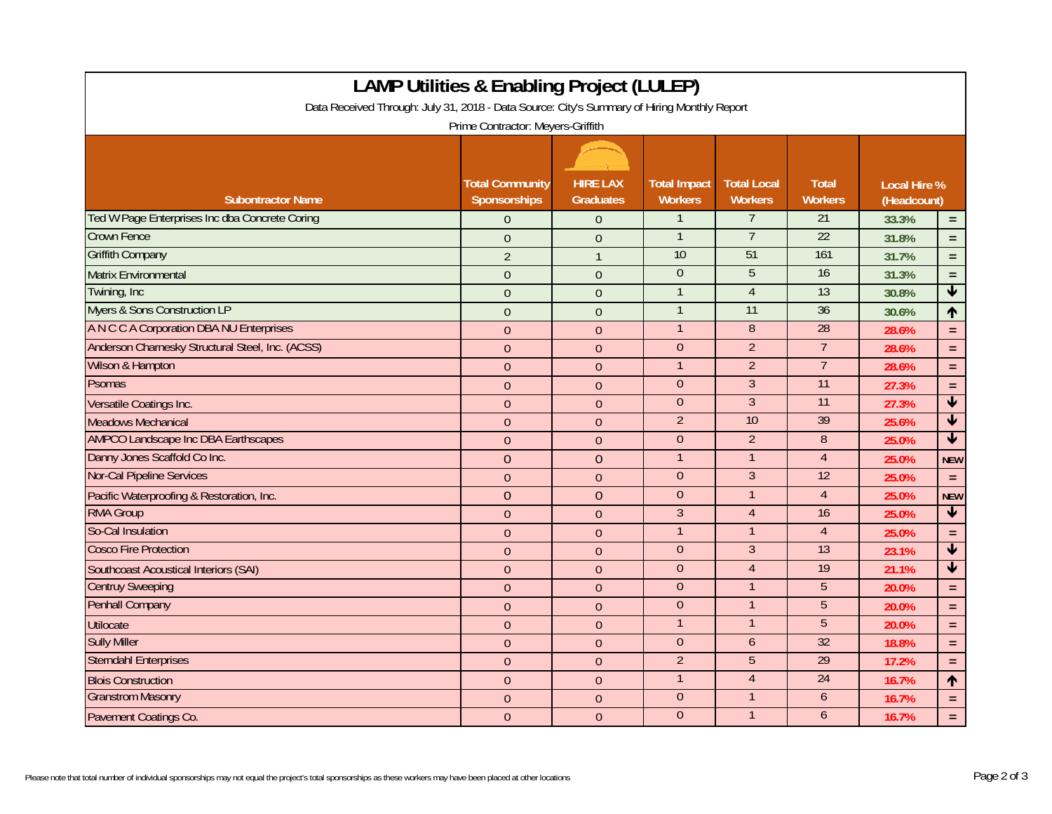# LAMP Utilities & Enabling Project (LULEP)

Data Received Through: July 31, 2018 - Data Source: City's Summary of Hiring Monthly Report

Prime Contractor: Meyers-Griffith

| Subontractor Name | Total Community Sponsorships | HIRE LAX Graduates | Total Impact Workers | Total Local Workers | Total Workers | Local Hire % (Headcount) | |
|---|---|---|---|---|---|---|---|
| Ted W Page Enterprises Inc dba Concrete Coring | 0 | 0 | 1 | 7 | 21 | 33.3% | = |
| Crown Fence | 0 | 0 | 1 | 7 | 22 | 31.8% | = |
| Griffith Company | 2 | 1 | 10 | 51 | 161 | 31.7% | = |
| Matrix Environmental | 0 | 0 | 0 | 5 | 16 | 31.3% | = |
| Twining, Inc | 0 | 0 | 1 | 4 | 13 | 30.8% | ↓ |
| Myers & Sons Construction LP | 0 | 0 | 1 | 11 | 36 | 30.6% | ↑ |
| A N C C A Corporation DBA NU Enterprises | 0 | 0 | 1 | 8 | 28 | 28.6% | = |
| Anderson Charnesky Structural Steel, Inc. (ACSS) | 0 | 0 | 0 | 2 | 7 | 28.6% | = |
| Wilson & Hampton | 0 | 0 | 1 | 2 | 7 | 28.6% | = |
| Psomas | 0 | 0 | 0 | 3 | 11 | 27.3% | = |
| Versatile Coatings Inc. | 0 | 0 | 0 | 3 | 11 | 27.3% | ↓ |
| Meadows Mechanical | 0 | 0 | 2 | 10 | 39 | 25.6% | ↓ |
| AMPCO Landscape Inc DBA Earthscapes | 0 | 0 | 0 | 2 | 8 | 25.0% | ↓ |
| Danny Jones Scaffold Co Inc. | 0 | 0 | 1 | 1 | 4 | 25.0% | NEW |
| Nor-Cal Pipeline Services | 0 | 0 | 0 | 3 | 12 | 25.0% | = |
| Pacific Waterproofing & Restoration, Inc. | 0 | 0 | 0 | 1 | 4 | 25.0% | NEW |
| RMA Group | 0 | 0 | 3 | 4 | 16 | 25.0% | ↓ |
| So-Cal Insulation | 0 | 0 | 1 | 1 | 4 | 25.0% | = |
| Cosco Fire Protection | 0 | 0 | 0 | 3 | 13 | 23.1% | ↓ |
| Southcoast Acoustical Interiors (SAI) | 0 | 0 | 0 | 4 | 19 | 21.1% | ↓ |
| Centruy Sweeping | 0 | 0 | 0 | 1 | 5 | 20.0% | = |
| Penhall Company | 0 | 0 | 0 | 1 | 5 | 20.0% | = |
| Utilocate | 0 | 0 | 1 | 1 | 5 | 20.0% | = |
| Sully Miller | 0 | 0 | 0 | 6 | 32 | 18.8% | = |
| Sterndahl Enterprises | 0 | 0 | 2 | 5 | 29 | 17.2% | = |
| Blois Construction | 0 | 0 | 1 | 4 | 24 | 16.7% | ↑ |
| Granstrom Masonry | 0 | 0 | 0 | 1 | 6 | 16.7% | = |
| Pavement Coatings Co. | 0 | 0 | 0 | 1 | 6 | 16.7% | = |

Please note that total number of individual sponsorships may not equal the project's total sponsorships as these workers may have been placed at other locations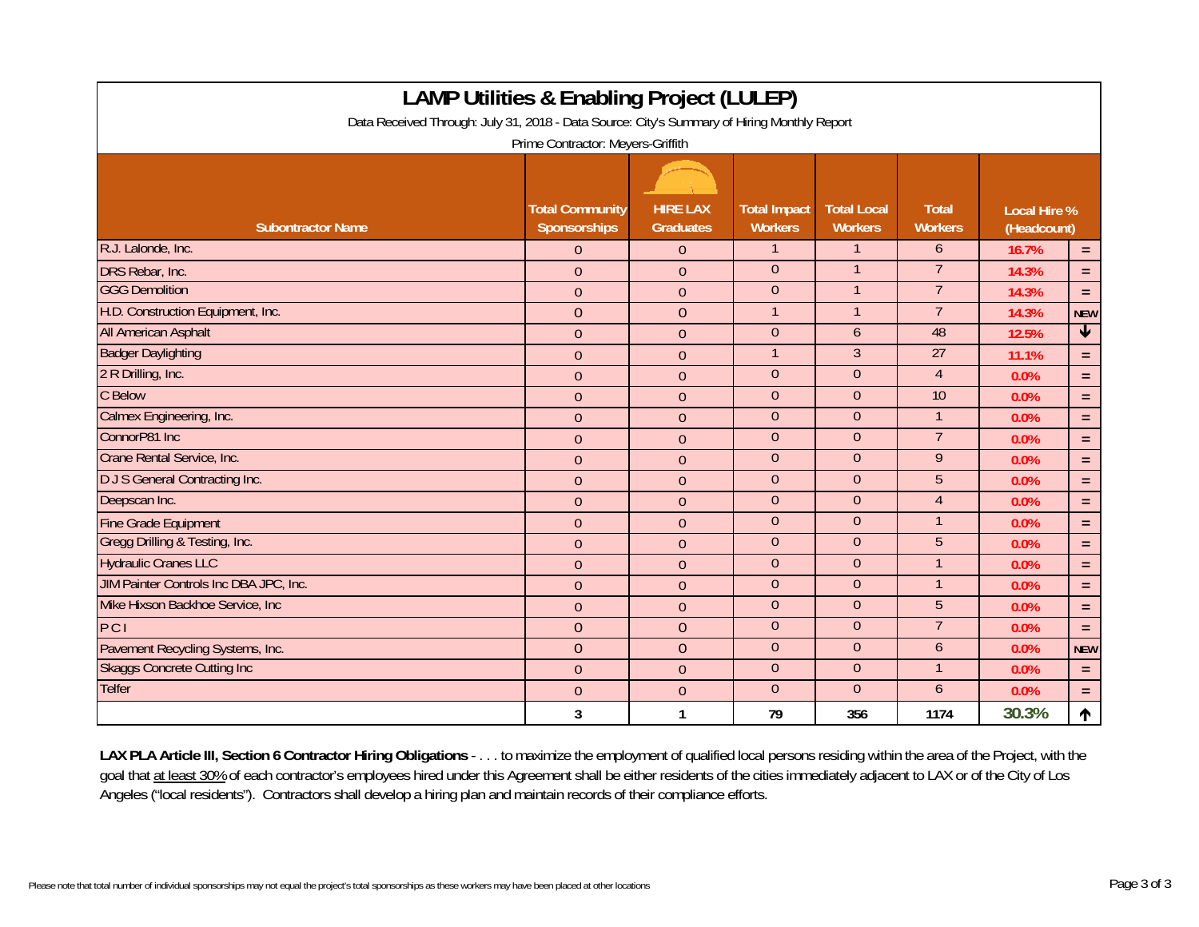# LAMP Utilities & Enabling Project (LULEP)

Data Received Through: July 31, 2018 - Data Source: City's Summary of Hiring Monthly Report

Prime Contractor: Meyers-Griffith

| Subontractor Name | Total Community Sponsorships | HIRE LAX Graduates | Total Impact Workers | Total Local Workers | Total Workers | Local Hire % (Headcount) | |
|---|---|---|---|---|---|---|---|
| R.J. Lalonde, Inc. | 0 | 0 | 1 | 1 | 6 | 16.7% | = |
| DRS Rebar, Inc. | 0 | 0 | 0 | 1 | 7 | 14.3% | = |
| GGG Demolition | 0 | 0 | 0 | 1 | 7 | 14.3% | = |
| H.D. Construction Equipment, Inc. | 0 | 0 | 1 | 1 | 7 | 14.3% | NEW |
| All American Asphalt | 0 | 0 | 0 | 6 | 48 | 12.5% | ↓ |
| Badger Daylighting | 0 | 0 | 1 | 3 | 27 | 11.1% | = |
| 2 R Drilling, Inc. | 0 | 0 | 0 | 0 | 4 | 0.0% | = |
| C Below | 0 | 0 | 0 | 0 | 10 | 0.0% | = |
| Calmex Engineering, Inc. | 0 | 0 | 0 | 0 | 1 | 0.0% | = |
| ConnorP81 Inc | 0 | 0 | 0 | 0 | 7 | 0.0% | = |
| Crane Rental Service, Inc. | 0 | 0 | 0 | 0 | 9 | 0.0% | = |
| D J S General Contracting Inc. | 0 | 0 | 0 | 0 | 5 | 0.0% | = |
| Deepscan Inc. | 0 | 0 | 0 | 0 | 4 | 0.0% | = |
| Fine Grade Equipment | 0 | 0 | 0 | 0 | 1 | 0.0% | = |
| Gregg Drilling & Testing, Inc. | 0 | 0 | 0 | 0 | 5 | 0.0% | = |
| Hydraulic Cranes LLC | 0 | 0 | 0 | 0 | 1 | 0.0% | = |
| JIM Painter Controls Inc DBA JPC, Inc. | 0 | 0 | 0 | 0 | 1 | 0.0% | = |
| Mike Hixson Backhoe Service, Inc | 0 | 0 | 0 | 0 | 5 | 0.0% | = |
| P C I | 0 | 0 | 0 | 0 | 7 | 0.0% | = |
| Pavement Recycling Systems, Inc. | 0 | 0 | 0 | 0 | 6 | 0.0% | NEW |
| Skaggs Concrete Cutting Inc | 0 | 0 | 0 | 0 | 1 | 0.0% | = |
| Telfer | 0 | 0 | 0 | 0 | 6 | 0.0% | = |
| | **3** | **1** | **79** | **356** | **1174** | **30.3%** | ↑ |

**LAX PLA Article III, Section 6 Contractor Hiring Obligations** - . . . to maximize the employment of qualified local persons residing within the area of the Project, with the goal that at least 30% of each contractor's employees hired under this Agreement shall be either residents of the cities immediately adjacent to LAX or of the City of Los Angeles ("local residents"). Contractors shall develop a hiring plan and maintain records of their compliance efforts.

Please note that total number of individual sponsorships may not equal the project's total sponsorships as these workers may have been placed at other locations